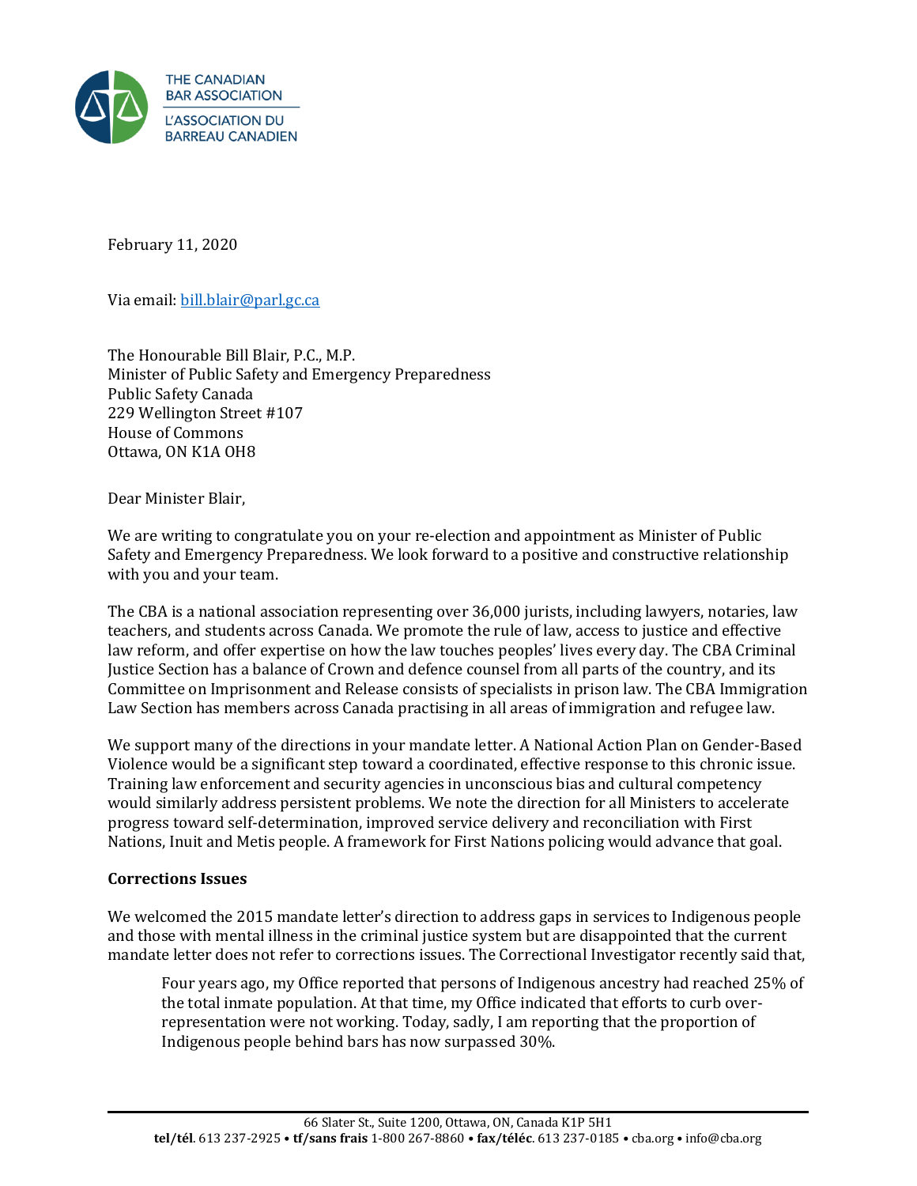THE CANADIAN BAR ASSOCIATION
L'ASSOCIATION DU BARREAU CANADIEN

February 11, 2020

Via email: bill.blair@parl.gc.ca

The Honourable Bill Blair, P.C., M.P.
Minister of Public Safety and Emergency Preparedness
Public Safety Canada
229 Wellington Street #107
House of Commons
Ottawa, ON K1A OH8

Dear Minister Blair,

We are writing to congratulate you on your re-election and appointment as Minister of Public Safety and Emergency Preparedness. We look forward to a positive and constructive relationship with you and your team.

The CBA is a national association representing over 36,000 jurists, including lawyers, notaries, law teachers, and students across Canada. We promote the rule of law, access to justice and effective law reform, and offer expertise on how the law touches peoples' lives every day. The CBA Criminal Justice Section has a balance of Crown and defence counsel from all parts of the country, and its Committee on Imprisonment and Release consists of specialists in prison law. The CBA Immigration Law Section has members across Canada practising in all areas of immigration and refugee law.

We support many of the directions in your mandate letter. A National Action Plan on Gender-Based Violence would be a significant step toward a coordinated, effective response to this chronic issue. Training law enforcement and security agencies in unconscious bias and cultural competency would similarly address persistent problems. We note the direction for all Ministers to accelerate progress toward self-determination, improved service delivery and reconciliation with First Nations, Inuit and Metis people. A framework for First Nations policing would advance that goal.

**Corrections Issues**

We welcomed the 2015 mandate letter's direction to address gaps in services to Indigenous people and those with mental illness in the criminal justice system but are disappointed that the current mandate letter does not refer to corrections issues. The Correctional Investigator recently said that,

> Four years ago, my Office reported that persons of Indigenous ancestry had reached 25% of the total inmate population. At that time, my Office indicated that efforts to curb over-representation were not working. Today, sadly, I am reporting that the proportion of Indigenous people behind bars has now surpassed 30%.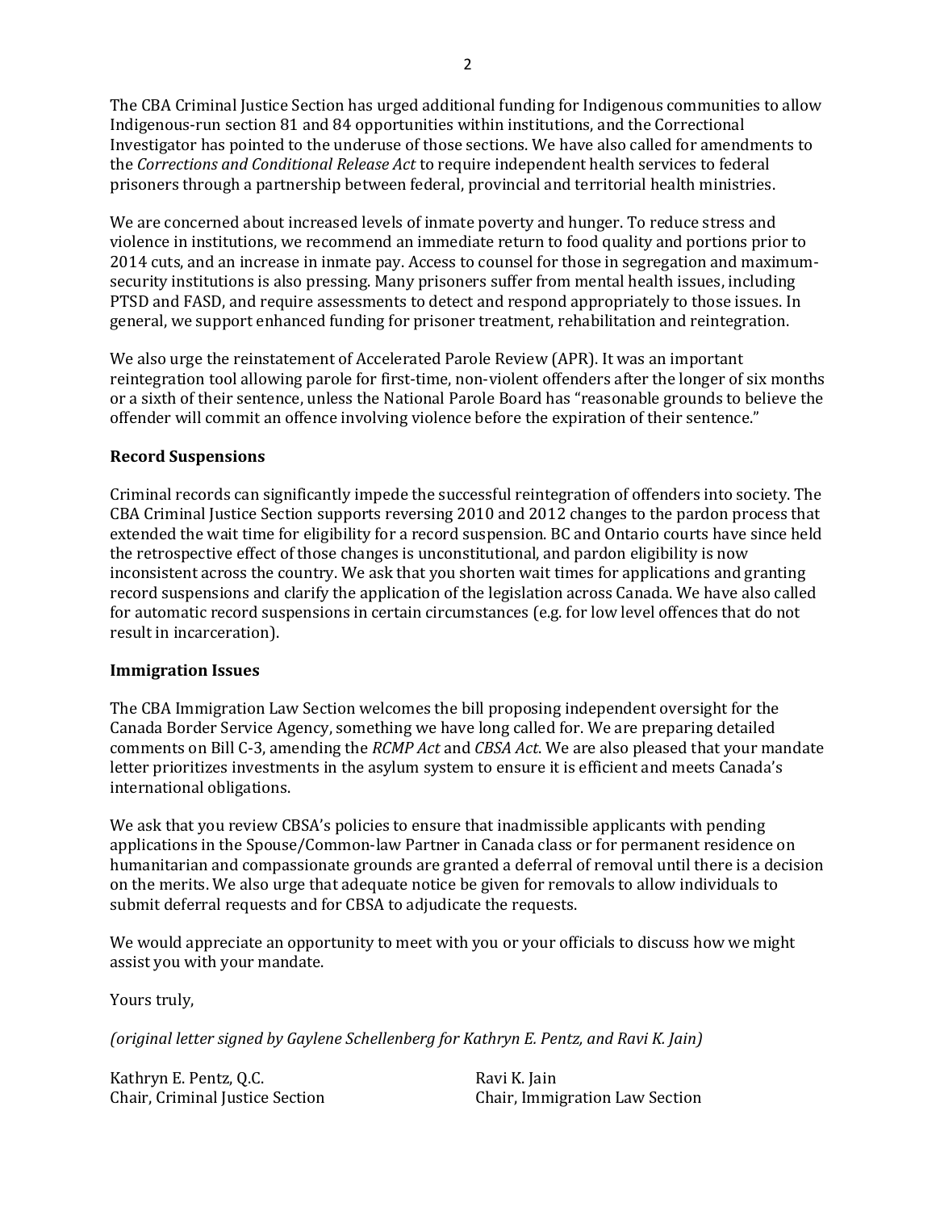The CBA Criminal Justice Section has urged additional funding for Indigenous communities to allow Indigenous-run section 81 and 84 opportunities within institutions, and the Correctional Investigator has pointed to the underuse of those sections. We have also called for amendments to the *Corrections and Conditional Release Act* to require independent health services to federal prisoners through a partnership between federal, provincial and territorial health ministries.

We are concerned about increased levels of inmate poverty and hunger. To reduce stress and violence in institutions, we recommend an immediate return to food quality and portions prior to 2014 cuts, and an increase in inmate pay. Access to counsel for those in segregation and maximum-security institutions is also pressing. Many prisoners suffer from mental health issues, including PTSD and FASD, and require assessments to detect and respond appropriately to those issues. In general, we support enhanced funding for prisoner treatment, rehabilitation and reintegration.

We also urge the reinstatement of Accelerated Parole Review (APR). It was an important reintegration tool allowing parole for first-time, non-violent offenders after the longer of six months or a sixth of their sentence, unless the National Parole Board has "reasonable grounds to believe the offender will commit an offence involving violence before the expiration of their sentence."

**Record Suspensions**

Criminal records can significantly impede the successful reintegration of offenders into society. The CBA Criminal Justice Section supports reversing 2010 and 2012 changes to the pardon process that extended the wait time for eligibility for a record suspension. BC and Ontario courts have since held the retrospective effect of those changes is unconstitutional, and pardon eligibility is now inconsistent across the country. We ask that you shorten wait times for applications and granting record suspensions and clarify the application of the legislation across Canada. We have also called for automatic record suspensions in certain circumstances (e.g. for low level offences that do not result in incarceration).

**Immigration Issues**

The CBA Immigration Law Section welcomes the bill proposing independent oversight for the Canada Border Service Agency, something we have long called for. We are preparing detailed comments on Bill C-3, amending the *RCMP Act* and *CBSA Act*. We are also pleased that your mandate letter prioritizes investments in the asylum system to ensure it is efficient and meets Canada's international obligations.

We ask that you review CBSA's policies to ensure that inadmissible applicants with pending applications in the Spouse/Common-law Partner in Canada class or for permanent residence on humanitarian and compassionate grounds are granted a deferral of removal until there is a decision on the merits. We also urge that adequate notice be given for removals to allow individuals to submit deferral requests and for CBSA to adjudicate the requests.

We would appreciate an opportunity to meet with you or your officials to discuss how we might assist you with your mandate.

Yours truly,

*(original letter signed by Gaylene Schellenberg for Kathryn E. Pentz, and Ravi K. Jain)*

Kathryn E. Pentz, Q.C.
Chair, Criminal Justice Section

Ravi K. Jain
Chair, Immigration Law Section